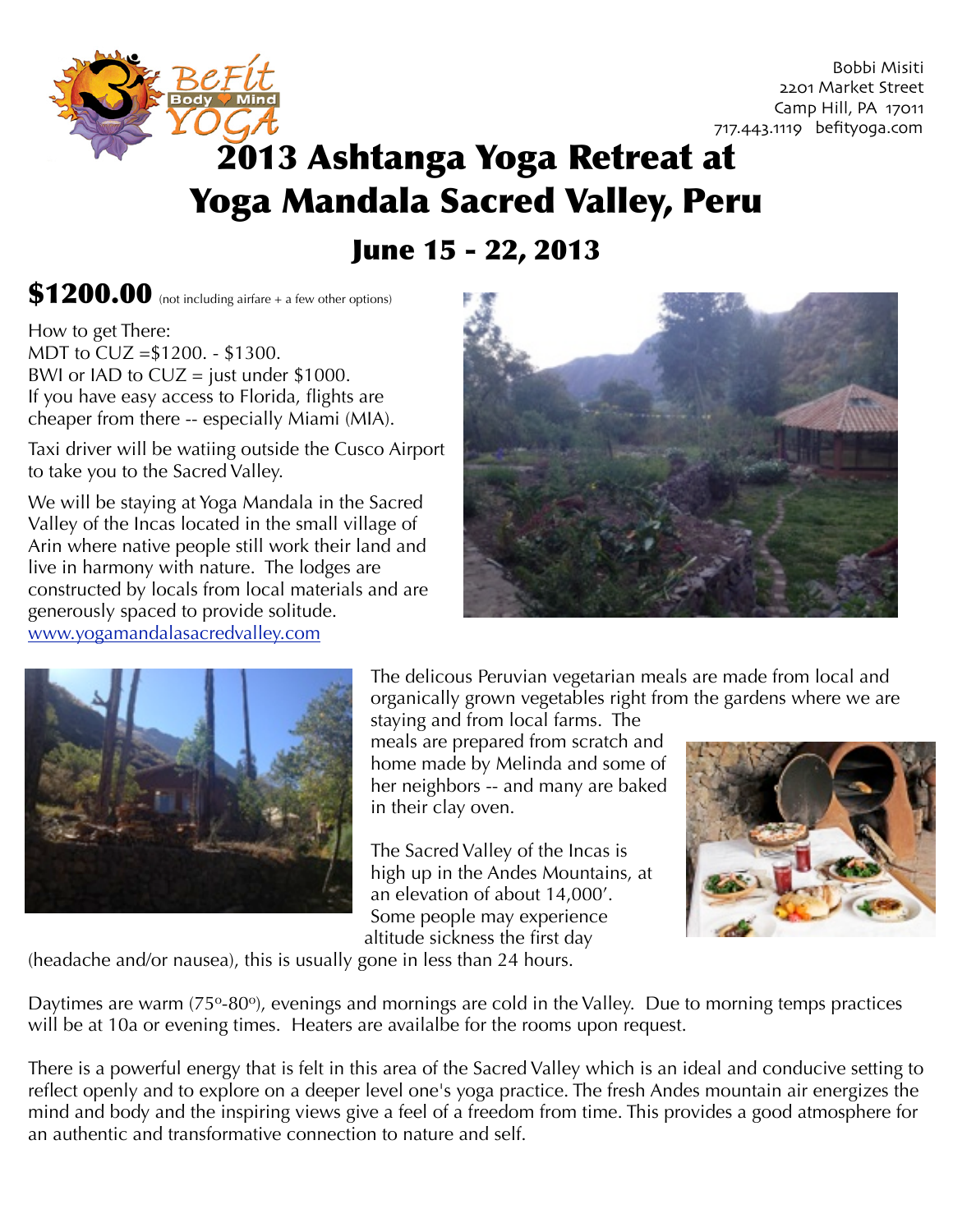Bobbi Misiti
2201 Market Street
Camp Hill, PA 17011
717.443.1119 befityoga.com

# 2013 Ashtanga Yoga Retreat at Yoga Mandala Sacred Valley, Peru

## June 15 - 22, 2013

**$1200.00** (not including airfare + a few other options)

How to get There:
MDT to CUZ =$1200. - $1300.
BWI or IAD to CUZ = just under $1000.
If you have easy access to Florida, flights are cheaper from there -- especially Miami (MIA).

Taxi driver will be watiing outside the Cusco Airport to take you to the Sacred Valley.

We will be staying at Yoga Mandala in the Sacred Valley of the Incas located in the small village of Arin where native people still work their land and live in harmony with nature. The lodges are constructed by locals from local materials and are generously spaced to provide solitude.
[www.yogamandalasacredvalley.com](www.yogamandalasacredvalley.com)

The delicous Peruvian vegetarian meals are made from local and organically grown vegetables right from the gardens where we are staying and from local farms. The meals are prepared from scratch and home made by Melinda and some of her neighbors -- and many are baked in their clay oven.

The Sacred Valley of the Incas is high up in the Andes Mountains, at an elevation of about 14,000′. Some people may experience altitude sickness the first day (headache and/or nausea), this is usually gone in less than 24 hours.

Daytimes are warm (75º-80º), evenings and mornings are cold in the Valley. Due to morning temps practices will be at 10a or evening times. Heaters are availalbe for the rooms upon request.

There is a powerful energy that is felt in this area of the Sacred Valley which is an ideal and conducive setting to reflect openly and to explore on a deeper level one's yoga practice. The fresh Andes mountain air energizes the mind and body and the inspiring views give a feel of a freedom from time. This provides a good atmosphere for an authentic and transformative connection to nature and self.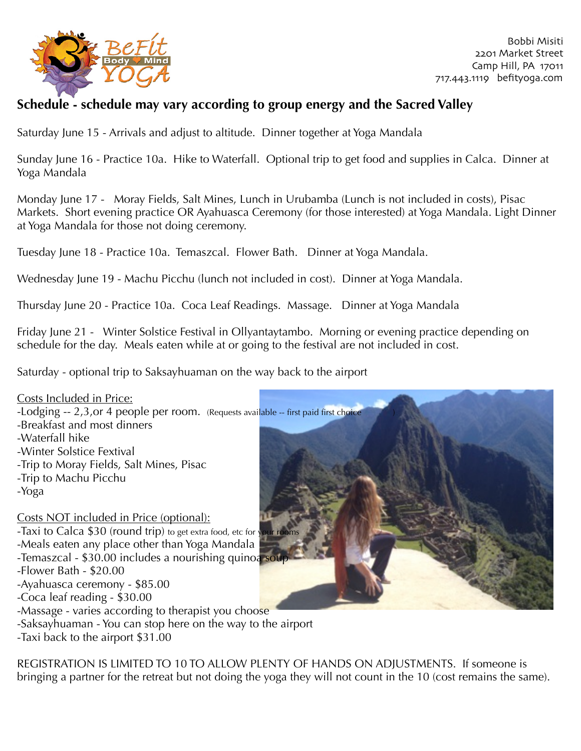Bobbi Misiti
2201 Market Street
Camp Hill, PA 17011
717.443.1119 befityoga.com

## Schedule - schedule may vary according to group energy and the Sacred Valley

Saturday June 15 - Arrivals and adjust to altitude. Dinner together at Yoga Mandala

Sunday June 16 - Practice 10a. Hike to Waterfall. Optional trip to get food and supplies in Calca. Dinner at Yoga Mandala

Monday June 17 - Moray Fields, Salt Mines, Lunch in Urubamba (Lunch is not included in costs), Pisac Markets. Short evening practice OR Ayahuasca Ceremony (for those interested) at Yoga Mandala. Light Dinner at Yoga Mandala for those not doing ceremony.

Tuesday June 18 - Practice 10a. Temaszcal. Flower Bath. Dinner at Yoga Mandala.

Wednesday June 19 - Machu Picchu (lunch not included in cost). Dinner at Yoga Mandala.

Thursday June 20 - Practice 10a. Coca Leaf Readings. Massage. Dinner at Yoga Mandala

Friday June 21 - Winter Solstice Festival in Ollyantaytambo. Morning or evening practice depending on schedule for the day. Meals eaten while at or going to the festival are not included in cost.

Saturday - optional trip to Saksayhuaman on the way back to the airport

Costs Included in Price:
- Lodging -- 2,3,or 4 people per room. (Requests available -- first paid first choice )
- Breakfast and most dinners
- Waterfall hike
- Winter Solstice Fextival
- Trip to Moray Fields, Salt Mines, Pisac
- Trip to Machu Picchu
- Yoga

Costs NOT included in Price (optional):
- Taxi to Calca $30 (round trip) to get extra food, etc for your rooms
- Meals eaten any place other than Yoga Mandala
- Temaszcal - $30.00 includes a nourishing quinoa soup
- Flower Bath - $20.00
- Ayahuasca ceremony - $85.00
- Coca leaf reading - $30.00
- Massage - varies according to therapist you choose
- Saksayhuaman - You can stop here on the way to the airport
- Taxi back to the airport $31.00

REGISTRATION IS LIMITED TO 10 TO ALLOW PLENTY OF HANDS ON ADJUSTMENTS. If someone is bringing a partner for the retreat but not doing the yoga they will not count in the 10 (cost remains the same).